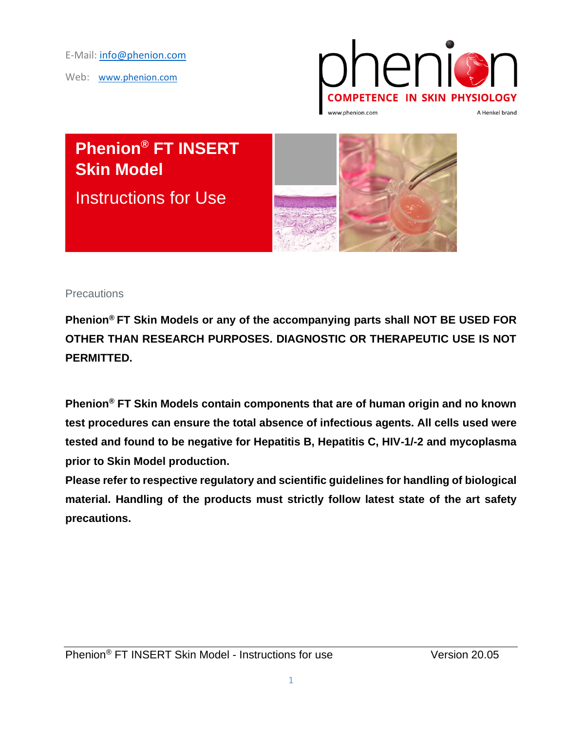E-Mail: info@phenion.com

Web: www.phenion.com

phenion
COMPETENCE IN SKIN PHYSIOLOGY
www.phenion.com
A Henkel brand

# Phenion® FT INSERT Skin Model

## Instructions for Use

### Precautions

**Phenion® FT Skin Models or any of the accompanying parts shall NOT BE USED FOR OTHER THAN RESEARCH PURPOSES. DIAGNOSTIC OR THERAPEUTIC USE IS NOT PERMITTED.**

**Phenion® FT Skin Models contain components that are of human origin and no known test procedures can ensure the total absence of infectious agents. All cells used were tested and found to be negative for Hepatitis B, Hepatitis C, HIV-1/-2 and mycoplasma prior to Skin Model production.**

**Please refer to respective regulatory and scientific guidelines for handling of biological material. Handling of the products must strictly follow latest state of the art safety precautions.**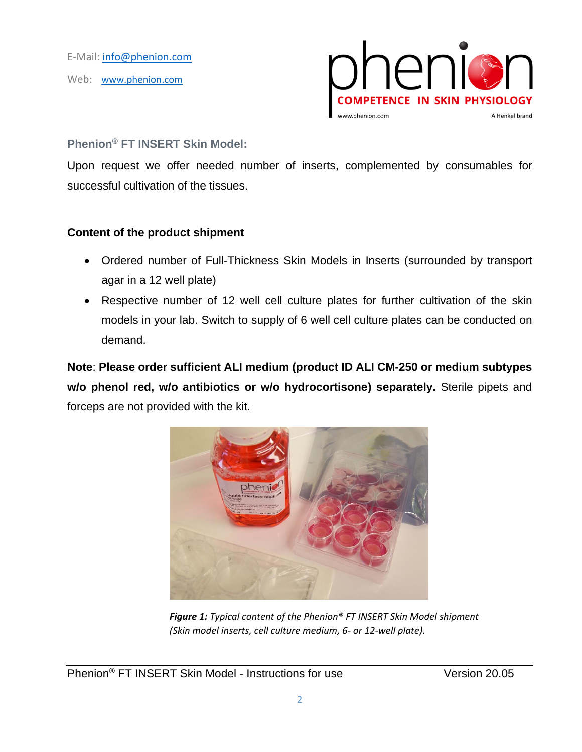E-Mail: info@phenion.com

Web: www.phenion.com

## Phenion® FT INSERT Skin Model:

Upon request we offer needed number of inserts, complemented by consumables for successful cultivation of the tissues.

### Content of the product shipment

- Ordered number of Full-Thickness Skin Models in Inserts (surrounded by transport agar in a 12 well plate)
- Respective number of 12 well cell culture plates for further cultivation of the skin models in your lab. Switch to supply of 6 well cell culture plates can be conducted on demand.

**Note**: **Please order sufficient ALI medium (product ID ALI CM-250 or medium subtypes w/o phenol red, w/o antibiotics or w/o hydrocortisone) separately.** Sterile pipets and forceps are not provided with the kit.

***Figure 1:*** *Typical content of the Phenion® FT INSERT Skin Model shipment (Skin model inserts, cell culture medium, 6- or 12-well plate).*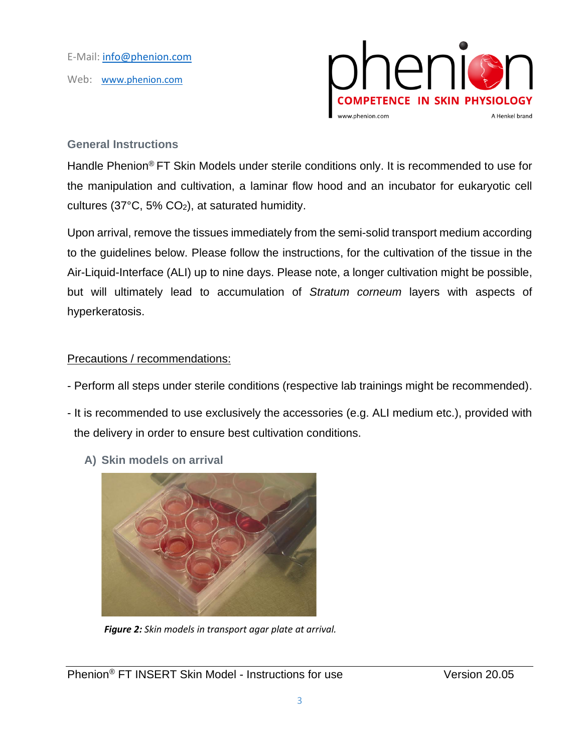E-Mail: info@phenion.com

Web: www.phenion.com

## General Instructions

Handle Phenion® FT Skin Models under sterile conditions only. It is recommended to use for the manipulation and cultivation, a laminar flow hood and an incubator for eukaryotic cell cultures (37°C, 5% $CO_2$), at saturated humidity.

Upon arrival, remove the tissues immediately from the semi-solid transport medium according to the guidelines below. Please follow the instructions, for the cultivation of the tissue in the Air-Liquid-Interface (ALI) up to nine days. Please note, a longer cultivation might be possible, but will ultimately lead to accumulation of *Stratum corneum* layers with aspects of hyperkeratosis.

Precautions / recommendations:

- Perform all steps under sterile conditions (respective lab trainings might be recommended).
- It is recommended to use exclusively the accessories (e.g. ALI medium etc.), provided with the delivery in order to ensure best cultivation conditions.

### A) Skin models on arrival

***Figure 2:*** *Skin models in transport agar plate at arrival.*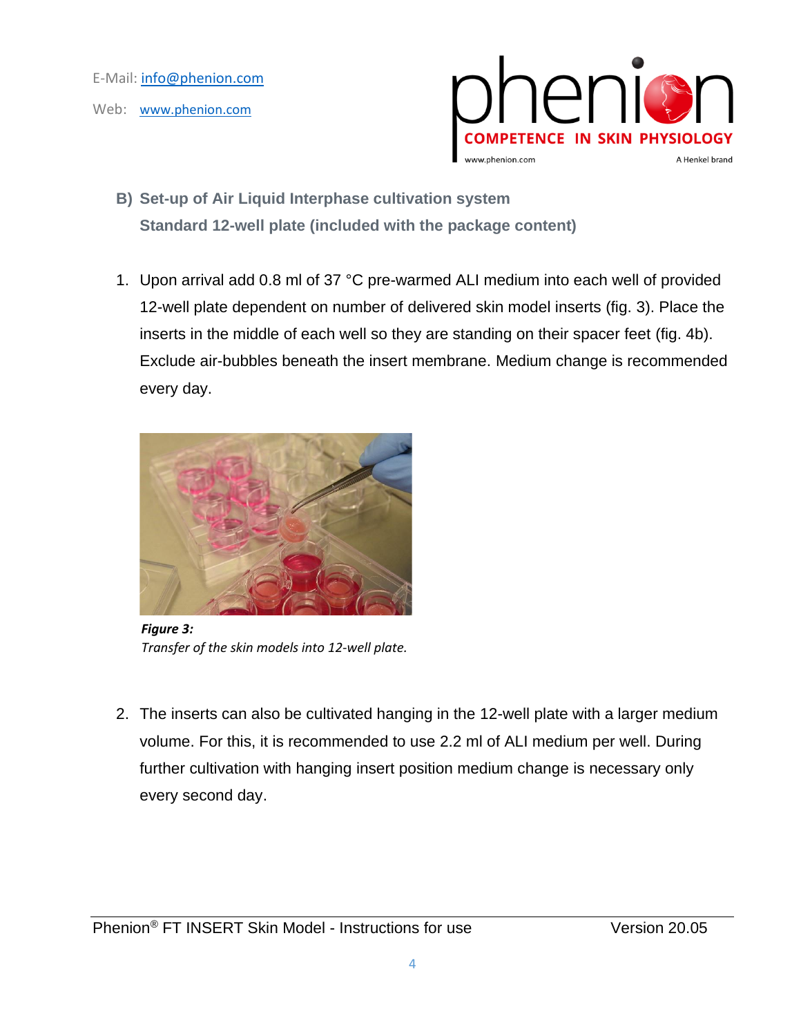E-Mail: info@phenion.com

Web: www.phenion.com

## B) Set-up of Air Liquid Interphase cultivation system

**Standard 12-well plate (included with the package content)**

1. Upon arrival add 0.8 ml of 37 °C pre-warmed ALI medium into each well of provided 12-well plate dependent on number of delivered skin model inserts (fig. 3). Place the inserts in the middle of each well so they are standing on their spacer feet (fig. 4b). Exclude air-bubbles beneath the insert membrane. Medium change is recommended every day.

***Figure 3:***
*Transfer of the skin models into 12-well plate.*

2. The inserts can also be cultivated hanging in the 12-well plate with a larger medium volume. For this, it is recommended to use 2.2 ml of ALI medium per well. During further cultivation with hanging insert position medium change is necessary only every second day.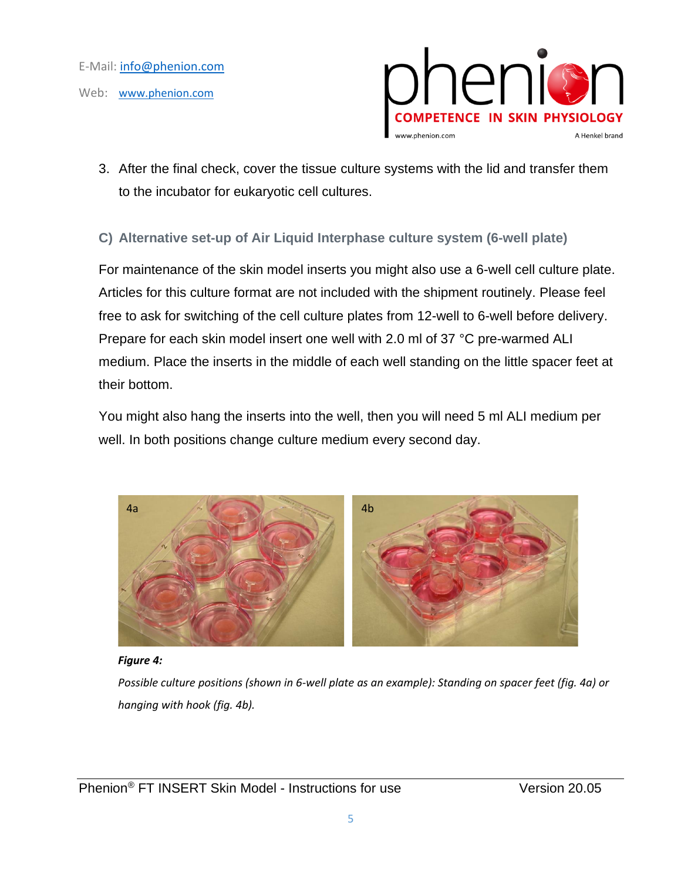3. After the final check, cover the tissue culture systems with the lid and transfer them to the incubator for eukaryotic cell cultures.

### C) Alternative set-up of Air Liquid Interphase culture system (6-well plate)

For maintenance of the skin model inserts you might also use a 6-well cell culture plate. Articles for this culture format are not included with the shipment routinely. Please feel free to ask for switching of the cell culture plates from 12-well to 6-well before delivery. Prepare for each skin model insert one well with 2.0 ml of 37 °C pre-warmed ALI medium. Place the inserts in the middle of each well standing on the little spacer feet at their bottom.

You might also hang the inserts into the well, then you will need 5 ml ALI medium per well. In both positions change culture medium every second day.

4a

4b

***Figure 4:***

*Possible culture positions (shown in 6-well plate as an example): Standing on spacer feet (fig. 4a) or hanging with hook (fig. 4b).*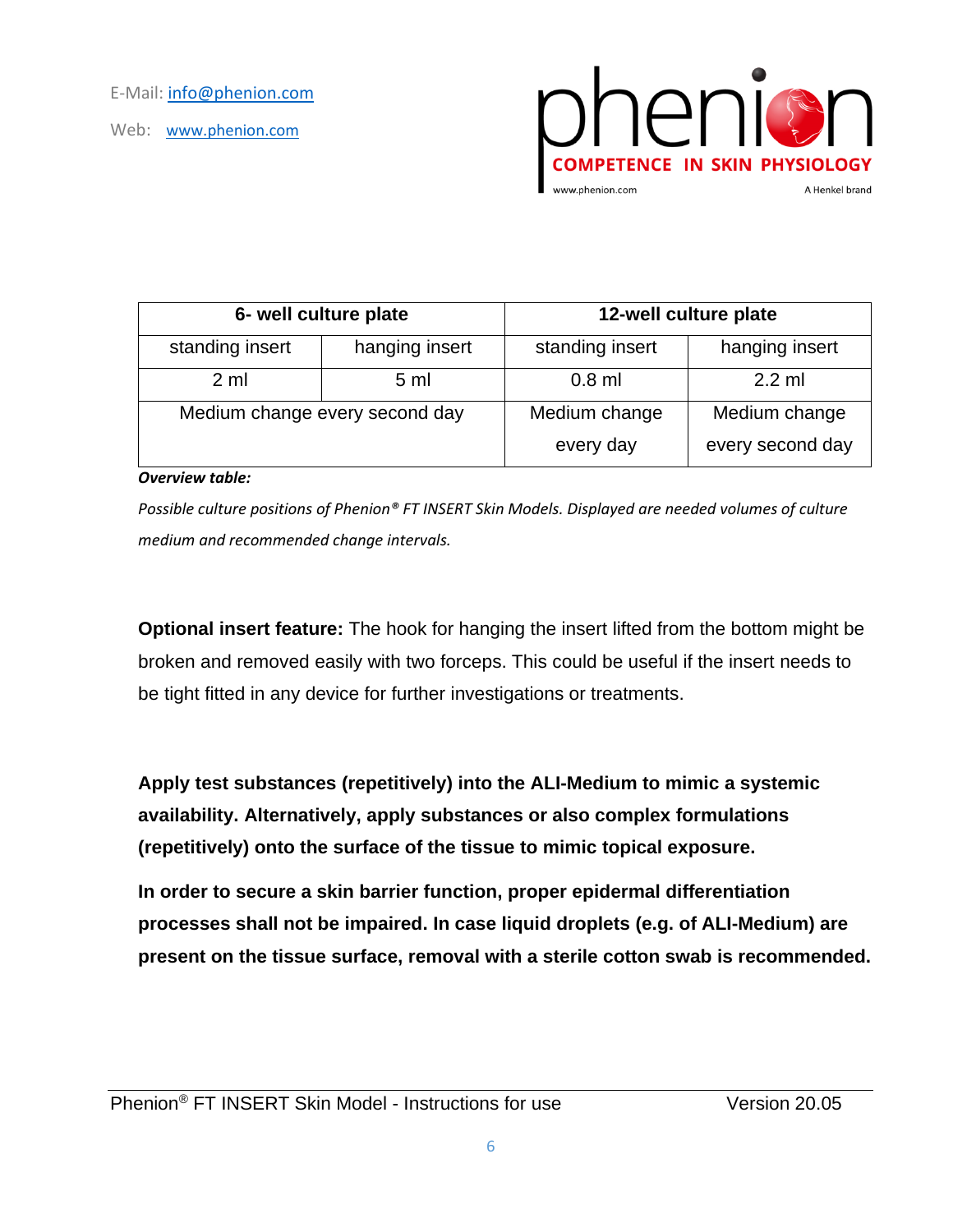| 6- well culture plate | | 12-well culture plate | |
|---|---|---|---|
| standing insert | hanging insert | standing insert | hanging insert |
| 2 ml | 5 ml | 0.8 ml | 2.2 ml |
| Medium change every second day | | Medium change every day | Medium change every second day |

***Overview table:***

*Possible culture positions of Phenion® FT INSERT Skin Models. Displayed are needed volumes of culture medium and recommended change intervals.*

**Optional insert feature:** The hook for hanging the insert lifted from the bottom might be broken and removed easily with two forceps. This could be useful if the insert needs to be tight fitted in any device for further investigations or treatments.

**Apply test substances (repetitively) into the ALI-Medium to mimic a systemic availability. Alternatively, apply substances or also complex formulations (repetitively) onto the surface of the tissue to mimic topical exposure.**

**In order to secure a skin barrier function, proper epidermal differentiation processes shall not be impaired. In case liquid droplets (e.g. of ALI-Medium) are present on the tissue surface, removal with a sterile cotton swab is recommended.**